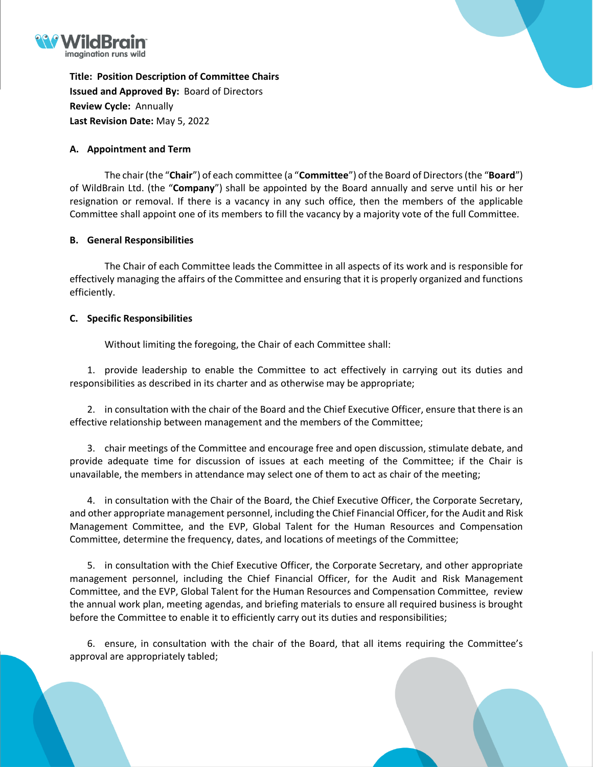**Title: Position Description of Committee Chairs**
**Issued and Approved By:** Board of Directors
**Review Cycle:** Annually
**Last Revision Date:** May 5, 2022

## A. Appointment and Term

The chair (the "**Chair**") of each committee (a "**Committee**") of the Board of Directors (the "**Board**") of WildBrain Ltd. (the "**Company**") shall be appointed by the Board annually and serve until his or her resignation or removal. If there is a vacancy in any such office, then the members of the applicable Committee shall appoint one of its members to fill the vacancy by a majority vote of the full Committee.

## B. General Responsibilities

The Chair of each Committee leads the Committee in all aspects of its work and is responsible for effectively managing the affairs of the Committee and ensuring that it is properly organized and functions efficiently.

## C. Specific Responsibilities

Without limiting the foregoing, the Chair of each Committee shall:

1. provide leadership to enable the Committee to act effectively in carrying out its duties and responsibilities as described in its charter and as otherwise may be appropriate;

2. in consultation with the chair of the Board and the Chief Executive Officer, ensure that there is an effective relationship between management and the members of the Committee;

3. chair meetings of the Committee and encourage free and open discussion, stimulate debate, and provide adequate time for discussion of issues at each meeting of the Committee; if the Chair is unavailable, the members in attendance may select one of them to act as chair of the meeting;

4. in consultation with the Chair of the Board, the Chief Executive Officer, the Corporate Secretary, and other appropriate management personnel, including the Chief Financial Officer, for the Audit and Risk Management Committee, and the EVP, Global Talent for the Human Resources and Compensation Committee, determine the frequency, dates, and locations of meetings of the Committee;

5. in consultation with the Chief Executive Officer, the Corporate Secretary, and other appropriate management personnel, including the Chief Financial Officer, for the Audit and Risk Management Committee, and the EVP, Global Talent for the Human Resources and Compensation Committee, review the annual work plan, meeting agendas, and briefing materials to ensure all required business is brought before the Committee to enable it to efficiently carry out its duties and responsibilities;

6. ensure, in consultation with the chair of the Board, that all items requiring the Committee's approval are appropriately tabled;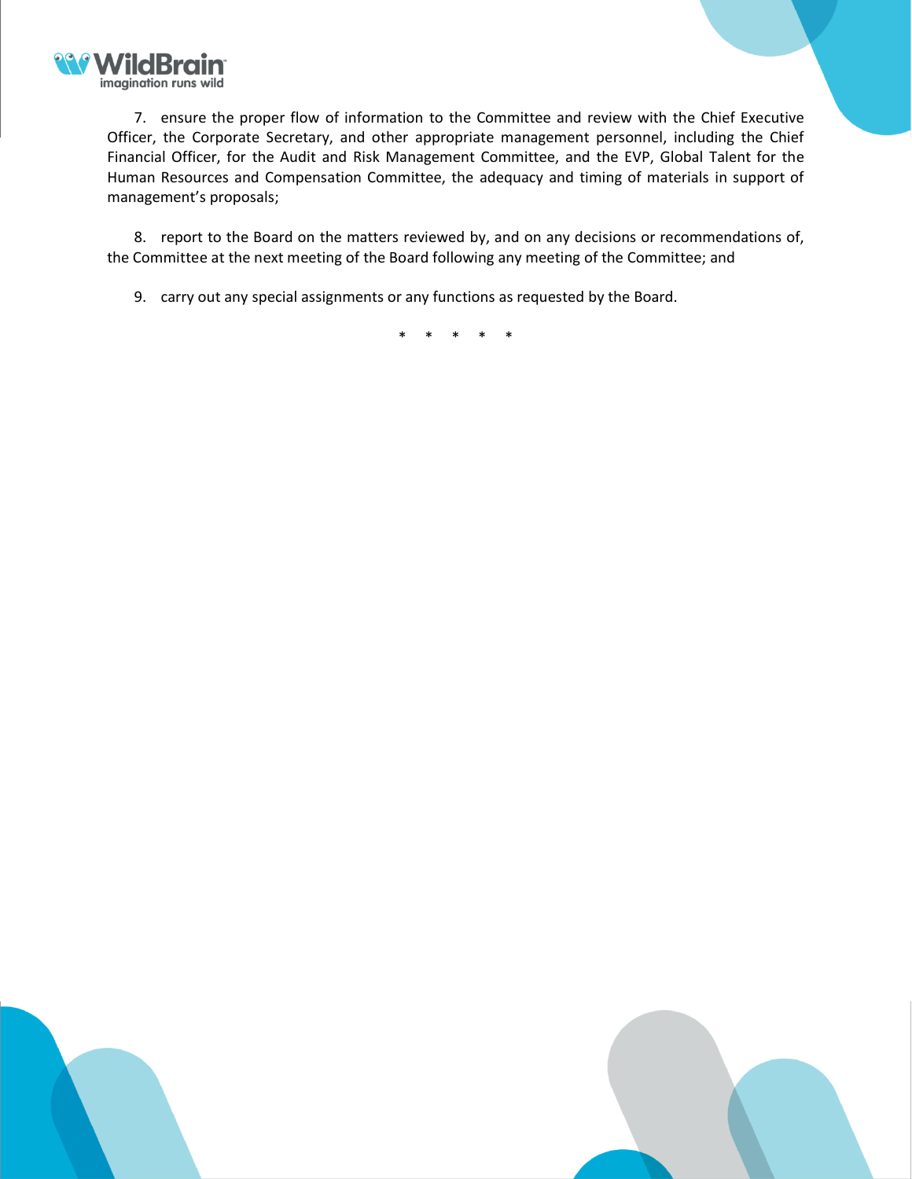7. ensure the proper flow of information to the Committee and review with the Chief Executive Officer, the Corporate Secretary, and other appropriate management personnel, including the Chief Financial Officer, for the Audit and Risk Management Committee, and the EVP, Global Talent for the Human Resources and Compensation Committee, the adequacy and timing of materials in support of management's proposals;

8. report to the Board on the matters reviewed by, and on any decisions or recommendations of, the Committee at the next meeting of the Board following any meeting of the Committee; and

9. carry out any special assignments or any functions as requested by the Board.

\* \* \* \* \*